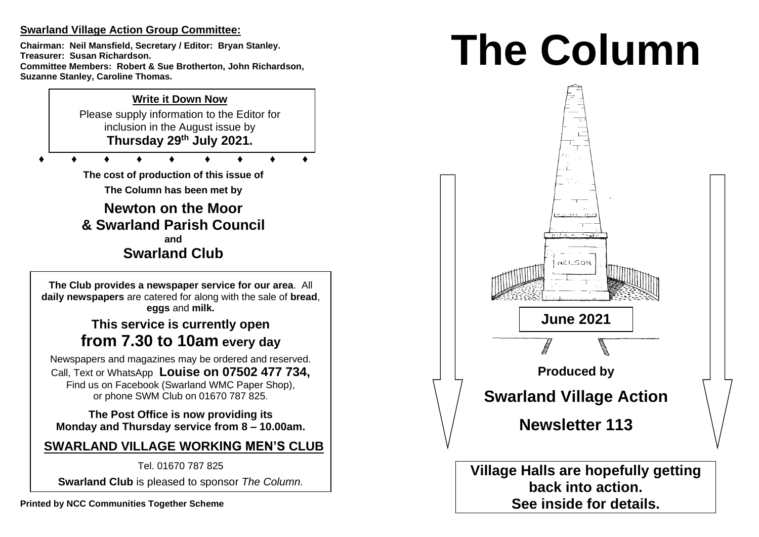**Swarland Village Action Group Committee:**

**Chairman: Neil Mansfield, Secretary / Editor: Bryan Stanley.**
**Treasurer: Susan Richardson.**
**Committee Members: Robert & Sue Brotherton, John Richardson, Suzanne Stanley, Caroline Thomas.**

**Write it Down Now**

Please supply information to the Editor for inclusion in the August issue by **Thursday 29th July 2021.**

♦ ♦ ♦ ♦ ♦ ♦ ♦ ♦ ♦

**The cost of production of this issue of The Column has been met by**

**Newton on the Moor & Swarland Parish Council**
**and**
**Swarland Club**

**The Club provides a newspaper service for our area**. All **daily newspapers** are catered for along with the sale of **bread**, **eggs** and **milk.**

**This service is currently open from 7.30 to 10am every day**

Newspapers and magazines may be ordered and reserved. Call, Text or WhatsApp **Louise on 07502 477 734,** Find us on Facebook (Swarland WMC Paper Shop), or phone SWM Club on 01670 787 825.

**The Post Office is now providing its Monday and Thursday service from 8 – 10.00am.**

**SWARLAND VILLAGE WORKING MEN'S CLUB**

Tel. 01670 787 825

**Swarland Club** is pleased to sponsor *The Column.*

**Printed by NCC Communities Together Scheme**

# The Column

**June 2021**

**Produced by**

**Swarland Village Action**

**Newsletter 113**

**Village Halls are hopefully getting back into action. See inside for details.**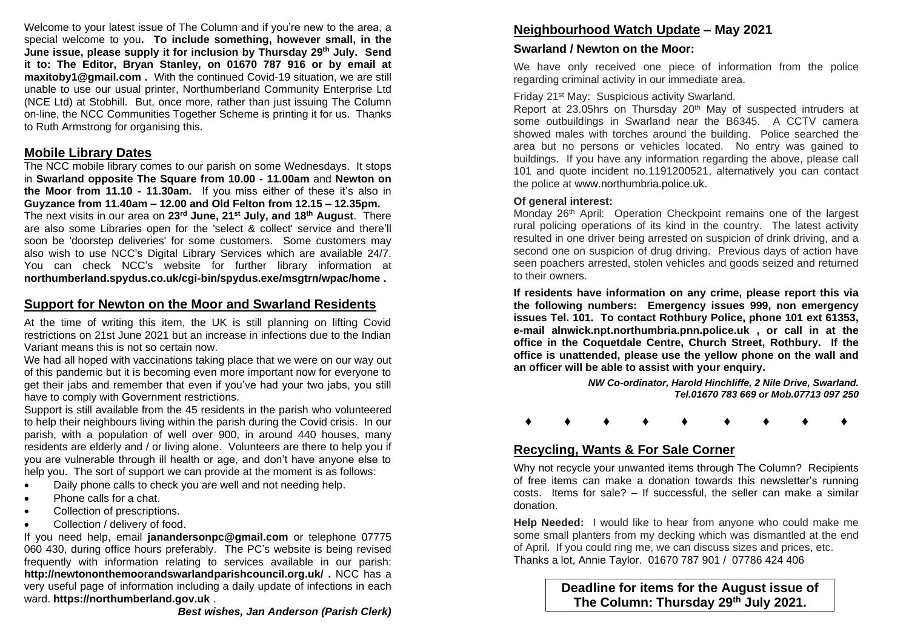Welcome to your latest issue of The Column and if you're new to the area, a special welcome to you**. To include something, however small, in the June issue, please supply it for inclusion by Thursday 29th July. Send it to: The Editor, Bryan Stanley, on 01670 787 916 or by email at maxitoby1@gmail.com .** With the continued Covid-19 situation, we are still unable to use our usual printer, Northumberland Community Enterprise Ltd (NCE Ltd) at Stobhill. But, once more, rather than just issuing The Column on-line, the NCC Communities Together Scheme is printing it for us. Thanks to Ruth Armstrong for organising this.

## Mobile Library Dates

The NCC mobile library comes to our parish on some Wednesdays. It stops in **Swarland opposite The Square from 10.00 - 11.00am** and **Newton on the Moor from 11.10 - 11.30am.** If you miss either of these it's also in **Guyzance from 11.40am – 12.00 and Old Felton from 12.15 – 12.35pm.**
The next visits in our area on **23rd June, 21st July, and 18th August**. There are also some Libraries open for the 'select & collect' service and there'll soon be 'doorstep deliveries' for some customers. Some customers may also wish to use NCC's Digital Library Services which are available 24/7. You can check NCC's website for further library information at **northumberland.spydus.co.uk/cgi-bin/spydus.exe/msgtrn/wpac/home .**

## Support for Newton on the Moor and Swarland Residents

At the time of writing this item, the UK is still planning on lifting Covid restrictions on 21st June 2021 but an increase in infections due to the Indian Variant means this is not so certain now.

We had all hoped with vaccinations taking place that we were on our way out of this pandemic but it is becoming even more important now for everyone to get their jabs and remember that even if you've had your two jabs, you still have to comply with Government restrictions.

Support is still available from the 45 residents in the parish who volunteered to help their neighbours living within the parish during the Covid crisis. In our parish, with a population of well over 900, in around 440 houses, many residents are elderly and / or living alone. Volunteers are there to help you if you are vulnerable through ill health or age, and don't have anyone else to help you. The sort of support we can provide at the moment is as follows:

- Daily phone calls to check you are well and not needing help.
- Phone calls for a chat.
- Collection of prescriptions.
- Collection / delivery of food.

If you need help, email **janandersonpc@gmail.com** or telephone 07775 060 430, during office hours preferably. The PC's website is being revised frequently with information relating to services available in our parish: **http://newtononthemoorandswarlandparishcouncil.org.uk/ .** NCC has a very useful page of information including a daily update of infections in each ward. **https://northumberland.gov.uk** .

***Best wishes, Jan Anderson (Parish Clerk)***

## Neighbourhood Watch Update – May 2021

### Swarland / Newton on the Moor:

We have only received one piece of information from the police regarding criminal activity in our immediate area.

Friday 21st May: Suspicious activity Swarland.
Report at 23.05hrs on Thursday 20th May of suspected intruders at some outbuildings in Swarland near the B6345. A CCTV camera showed males with torches around the building. Police searched the area but no persons or vehicles located. No entry was gained to buildings. If you have any information regarding the above, please call 101 and quote incident no.1191200521, alternatively you can contact the police at www.northumbria.police.uk.

**Of general interest:**

Monday 26th April: Operation Checkpoint remains one of the largest rural policing operations of its kind in the country. The latest activity resulted in one driver being arrested on suspicion of drink driving, and a second one on suspicion of drug driving. Previous days of action have seen poachers arrested, stolen vehicles and goods seized and returned to their owners.

**If residents have information on any crime, please report this via the following numbers: Emergency issues 999, non emergency issues Tel. 101. To contact Rothbury Police, phone 101 ext 61353, e-mail alnwick.npt.northumbria.pnn.police.uk , or call in at the office in the Coquetdale Centre, Church Street, Rothbury. If the office is unattended, please use the yellow phone on the wall and an officer will be able to assist with your enquiry.**

***NW Co-ordinator, Harold Hinchliffe, 2 Nile Drive, Swarland. Tel.01670 783 669 or Mob.07713 097 250***

♦ ♦ ♦ ♦ ♦ ♦ ♦ ♦ ♦

## Recycling, Wants & For Sale Corner

Why not recycle your unwanted items through The Column? Recipients of free items can make a donation towards this newsletter's running costs. Items for sale? – If successful, the seller can make a similar donation.

**Help Needed:** I would like to hear from anyone who could make me some small planters from my decking which was dismantled at the end of April. If you could ring me, we can discuss sizes and prices, etc. Thanks a lot, Annie Taylor. 01670 787 901 / 07786 424 406

**Deadline for items for the August issue of The Column: Thursday 29th July 2021.**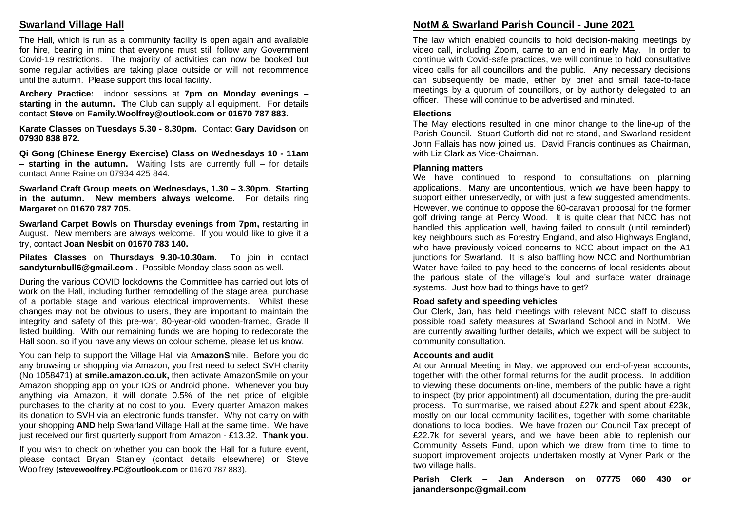## Swarland Village Hall

The Hall, which is run as a community facility is open again and available for hire, bearing in mind that everyone must still follow any Government Covid-19 restrictions. The majority of activities can now be booked but some regular activities are taking place outside or will not recommence until the autumn. Please support this local facility.

**Archery Practice:** indoor sessions at **7pm on Monday evenings – starting in the autumn. T**he Club can supply all equipment. For details contact **Steve** on **Family.Woolfrey@outlook.com or 01670 787 883.**

**Karate Classes** on **Tuesdays 5.30 - 8.30pm.** Contact **Gary Davidson** on **07930 838 872.**

**Qi Gong (Chinese Energy Exercise) Class on Wednesdays 10 - 11am – starting in the autumn.** Waiting lists are currently full – for details contact Anne Raine on 07934 425 844.

**Swarland Craft Group meets on Wednesdays, 1.30 – 3.30pm. Starting in the autumn. New members always welcome.** For details ring **Margaret** on **01670 787 705.**

**Swarland Carpet Bowls** on **Thursday evenings from 7pm,** restarting in August. New members are always welcome. If you would like to give it a try, contact **Joan Nesbit** on **01670 783 140.**

**Pilates Classes** on **Thursdays 9.30-10.30am.** To join in contact **sandyturnbull6@gmail.com .** Possible Monday class soon as well.

During the various COVID lockdowns the Committee has carried out lots of work on the Hall, including further remodelling of the stage area, purchase of a portable stage and various electrical improvements. Whilst these changes may not be obvious to users, they are important to maintain the integrity and safety of this pre-war, 80-year-old wooden-framed, Grade II listed building. With our remaining funds we are hoping to redecorate the Hall soon, so if you have any views on colour scheme, please let us know.

You can help to support the Village Hall via A**mazonS**mile. Before you do any browsing or shopping via Amazon, you first need to select SVH charity (No 1058471) at **smile.amazon.co.uk,** then activate AmazonSmile on your Amazon shopping app on your IOS or Android phone. Whenever you buy anything via Amazon, it will donate 0.5% of the net price of eligible purchases to the charity at no cost to you. Every quarter Amazon makes its donation to SVH via an electronic funds transfer. Why not carry on with your shopping **AND** help Swarland Village Hall at the same time. We have just received our first quarterly support from Amazon - £13.32. **Thank you**.

If you wish to check on whether you can book the Hall for a future event, please contact Bryan Stanley (contact details elsewhere) or Steve Woolfrey (**stevewoolfrey.PC@outlook.com** or 01670 787 883).

## NotM & Swarland Parish Council - June 2021

The law which enabled councils to hold decision-making meetings by video call, including Zoom, came to an end in early May. In order to continue with Covid-safe practices, we will continue to hold consultative video calls for all councillors and the public. Any necessary decisions can subsequently be made, either by brief and small face-to-face meetings by a quorum of councillors, or by authority delegated to an officer. These will continue to be advertised and minuted.

### Elections

The May elections resulted in one minor change to the line-up of the Parish Council. Stuart Cutforth did not re-stand, and Swarland resident John Fallais has now joined us. David Francis continues as Chairman, with Liz Clark as Vice-Chairman.

### Planning matters

We have continued to respond to consultations on planning applications. Many are uncontentious, which we have been happy to support either unreservedly, or with just a few suggested amendments. However, we continue to oppose the 60-caravan proposal for the former golf driving range at Percy Wood. It is quite clear that NCC has not handled this application well, having failed to consult (until reminded) key neighbours such as Forestry England, and also Highways England, who have previously voiced concerns to NCC about impact on the A1 junctions for Swarland. It is also baffling how NCC and Northumbrian Water have failed to pay heed to the concerns of local residents about the parlous state of the village's foul and surface water drainage systems. Just how bad to things have to get?

### Road safety and speeding vehicles

Our Clerk, Jan, has held meetings with relevant NCC staff to discuss possible road safety measures at Swarland School and in NotM. We are currently awaiting further details, which we expect will be subject to community consultation.

### Accounts and audit

At our Annual Meeting in May, we approved our end-of-year accounts, together with the other formal returns for the audit process. In addition to viewing these documents on-line, members of the public have a right to inspect (by prior appointment) all documentation, during the pre-audit process. To summarise, we raised about £27k and spent about £23k, mostly on our local community facilities, together with some charitable donations to local bodies. We have frozen our Council Tax precept of £22.7k for several years, and we have been able to replenish our Community Assets Fund, upon which we draw from time to time to support improvement projects undertaken mostly at Vyner Park or the two village halls.

**Parish Clerk – Jan Anderson on 07775 060 430 or janandersonpc@gmail.com**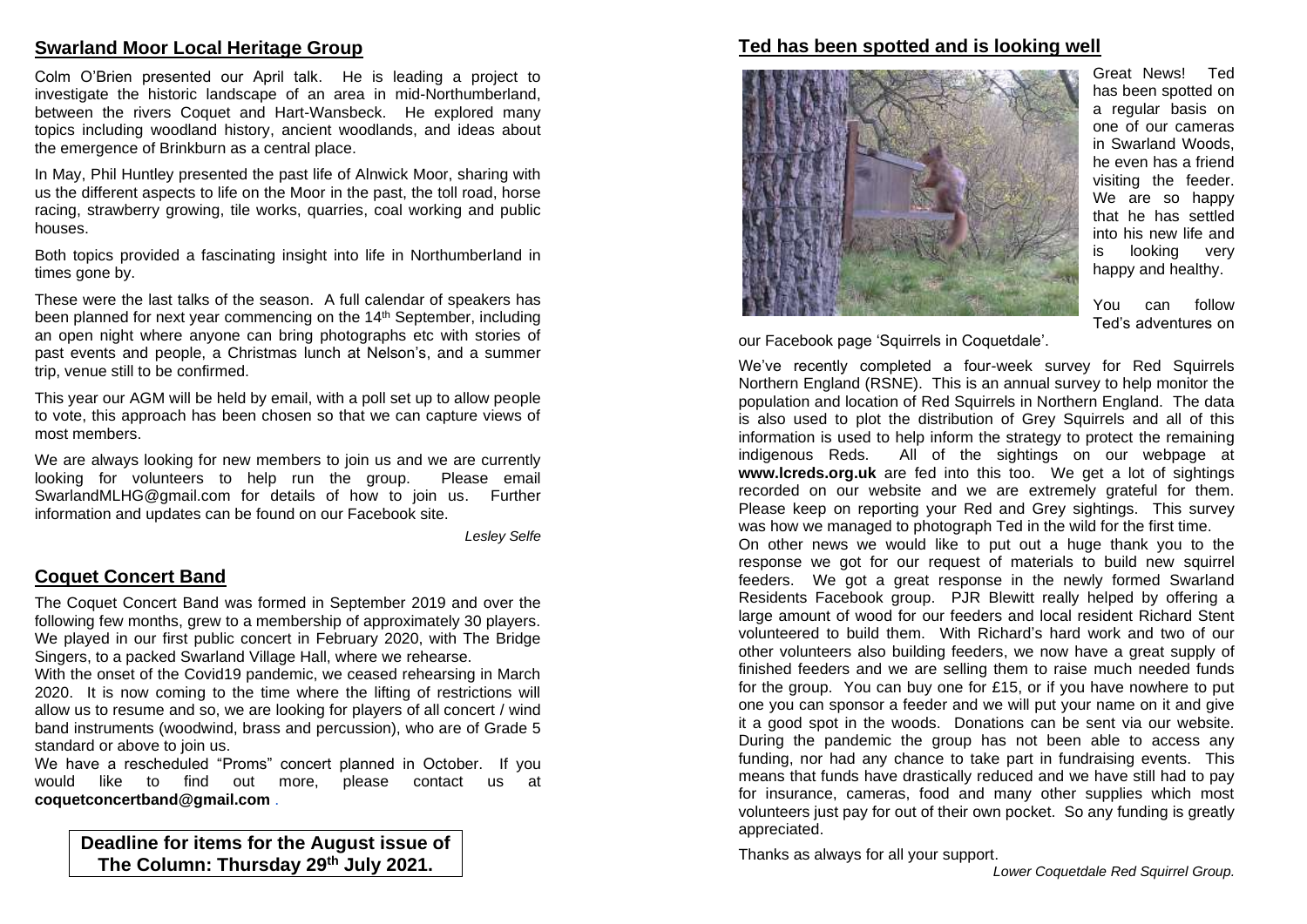## Swarland Moor Local Heritage Group

Colm O'Brien presented our April talk. He is leading a project to investigate the historic landscape of an area in mid-Northumberland, between the rivers Coquet and Hart-Wansbeck. He explored many topics including woodland history, ancient woodlands, and ideas about the emergence of Brinkburn as a central place.

In May, Phil Huntley presented the past life of Alnwick Moor, sharing with us the different aspects to life on the Moor in the past, the toll road, horse racing, strawberry growing, tile works, quarries, coal working and public houses.

Both topics provided a fascinating insight into life in Northumberland in times gone by.

These were the last talks of the season. A full calendar of speakers has been planned for next year commencing on the 14th September, including an open night where anyone can bring photographs etc with stories of past events and people, a Christmas lunch at Nelson's, and a summer trip, venue still to be confirmed.

This year our AGM will be held by email, with a poll set up to allow people to vote, this approach has been chosen so that we can capture views of most members.

We are always looking for new members to join us and we are currently looking for volunteers to help run the group. Please email SwarlandMLHG@gmail.com for details of how to join us. Further information and updates can be found on our Facebook site.

*Lesley Selfe*

## Coquet Concert Band

The Coquet Concert Band was formed in September 2019 and over the following few months, grew to a membership of approximately 30 players. We played in our first public concert in February 2020, with The Bridge Singers, to a packed Swarland Village Hall, where we rehearse.

With the onset of the Covid19 pandemic, we ceased rehearsing in March 2020. It is now coming to the time where the lifting of restrictions will allow us to resume and so, we are looking for players of all concert / wind band instruments (woodwind, brass and percussion), who are of Grade 5 standard or above to join us.

We have a rescheduled "Proms" concert planned in October. If you would like to find out more, please contact us at **coquetconcertband@gmail.com** .

**Deadline for items for the August issue of The Column: Thursday 29th July 2021.**

## Ted has been spotted and is looking well

Great News! Ted has been spotted on a regular basis on one of our cameras in Swarland Woods, he even has a friend visiting the feeder. We are so happy that he has settled into his new life and is looking very happy and healthy.

You can follow Ted's adventures on our Facebook page 'Squirrels in Coquetdale'.

We've recently completed a four-week survey for Red Squirrels Northern England (RSNE). This is an annual survey to help monitor the population and location of Red Squirrels in Northern England. The data is also used to plot the distribution of Grey Squirrels and all of this information is used to help inform the strategy to protect the remaining indigenous Reds. All of the sightings on our webpage at **www.lcreds.org.uk** are fed into this too. We get a lot of sightings recorded on our website and we are extremely grateful for them. Please keep on reporting your Red and Grey sightings. This survey was how we managed to photograph Ted in the wild for the first time.

On other news we would like to put out a huge thank you to the response we got for our request of materials to build new squirrel feeders. We got a great response in the newly formed Swarland Residents Facebook group. PJR Blewitt really helped by offering a large amount of wood for our feeders and local resident Richard Stent volunteered to build them. With Richard's hard work and two of our other volunteers also building feeders, we now have a great supply of finished feeders and we are selling them to raise much needed funds for the group. You can buy one for £15, or if you have nowhere to put one you can sponsor a feeder and we will put your name on it and give it a good spot in the woods. Donations can be sent via our website. During the pandemic the group has not been able to access any funding, nor had any chance to take part in fundraising events. This means that funds have drastically reduced and we have still had to pay for insurance, cameras, food and many other supplies which most volunteers just pay for out of their own pocket. So any funding is greatly appreciated.

Thanks as always for all your support.

*Lower Coquetdale Red Squirrel Group.*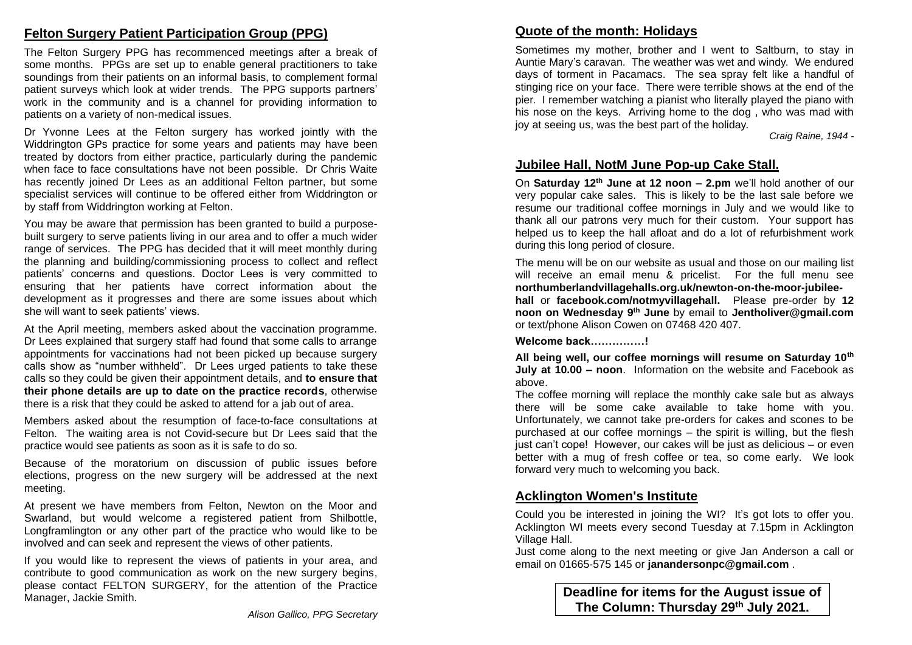## Felton Surgery Patient Participation Group (PPG)

The Felton Surgery PPG has recommenced meetings after a break of some months. PPGs are set up to enable general practitioners to take soundings from their patients on an informal basis, to complement formal patient surveys which look at wider trends. The PPG supports partners' work in the community and is a channel for providing information to patients on a variety of non-medical issues.

Dr Yvonne Lees at the Felton surgery has worked jointly with the Widdrington GPs practice for some years and patients may have been treated by doctors from either practice, particularly during the pandemic when face to face consultations have not been possible. Dr Chris Waite has recently joined Dr Lees as an additional Felton partner, but some specialist services will continue to be offered either from Widdrington or by staff from Widdrington working at Felton.

You may be aware that permission has been granted to build a purpose-built surgery to serve patients living in our area and to offer a much wider range of services. The PPG has decided that it will meet monthly during the planning and building/commissioning process to collect and reflect patients' concerns and questions. Doctor Lees is very committed to ensuring that her patients have correct information about the development as it progresses and there are some issues about which she will want to seek patients' views.

At the April meeting, members asked about the vaccination programme. Dr Lees explained that surgery staff had found that some calls to arrange appointments for vaccinations had not been picked up because surgery calls show as "number withheld". Dr Lees urged patients to take these calls so they could be given their appointment details, and **to ensure that their phone details are up to date on the practice records**, otherwise there is a risk that they could be asked to attend for a jab out of area.

Members asked about the resumption of face-to-face consultations at Felton. The waiting area is not Covid-secure but Dr Lees said that the practice would see patients as soon as it is safe to do so.

Because of the moratorium on discussion of public issues before elections, progress on the new surgery will be addressed at the next meeting.

At present we have members from Felton, Newton on the Moor and Swarland, but would welcome a registered patient from Shilbottle, Longframlington or any other part of the practice who would like to be involved and can seek and represent the views of other patients.

If you would like to represent the views of patients in your area, and contribute to good communication as work on the new surgery begins, please contact FELTON SURGERY, for the attention of the Practice Manager, Jackie Smith.

*Alison Gallico, PPG Secretary*

## Quote of the month: Holidays

Sometimes my mother, brother and I went to Saltburn, to stay in Auntie Mary's caravan. The weather was wet and windy. We endured days of torment in Pacamacs. The sea spray felt like a handful of stinging rice on your face. There were terrible shows at the end of the pier. I remember watching a pianist who literally played the piano with his nose on the keys. Arriving home to the dog , who was mad with joy at seeing us, was the best part of the holiday.

*Craig Raine, 1944 -*

## Jubilee Hall, NotM June Pop-up Cake Stall.

On **Saturday 12th June at 12 noon – 2.pm** we'll hold another of our very popular cake sales. This is likely to be the last sale before we resume our traditional coffee mornings in July and we would like to thank all our patrons very much for their custom. Your support has helped us to keep the hall afloat and do a lot of refurbishment work during this long period of closure.

The menu will be on our website as usual and those on our mailing list will receive an email menu & pricelist. For the full menu see **northumberlandvillagehalls.org.uk/newton-on-the-moor-jubilee-hall** or **facebook.com/notmyvillagehall.** Please pre-order by **12 noon on Wednesday 9th June** by email to **Jentholiver@gmail.com** or text/phone Alison Cowen on 07468 420 407.

**Welcome back……………!**

**All being well, our coffee mornings will resume on Saturday 10th July at 10.00 – noon**. Information on the website and Facebook as above.

The coffee morning will replace the monthly cake sale but as always there will be some cake available to take home with you. Unfortunately, we cannot take pre-orders for cakes and scones to be purchased at our coffee mornings – the spirit is willing, but the flesh just can't cope! However, our cakes will be just as delicious – or even better with a mug of fresh coffee or tea, so come early. We look forward very much to welcoming you back.

## Acklington Women's Institute

Could you be interested in joining the WI? It's got lots to offer you. Acklington WI meets every second Tuesday at 7.15pm in Acklington Village Hall.

Just come along to the next meeting or give Jan Anderson a call or email on 01665-575 145 or **janandersonpc@gmail.com** .

**Deadline for items for the August issue of The Column: Thursday 29th July 2021.**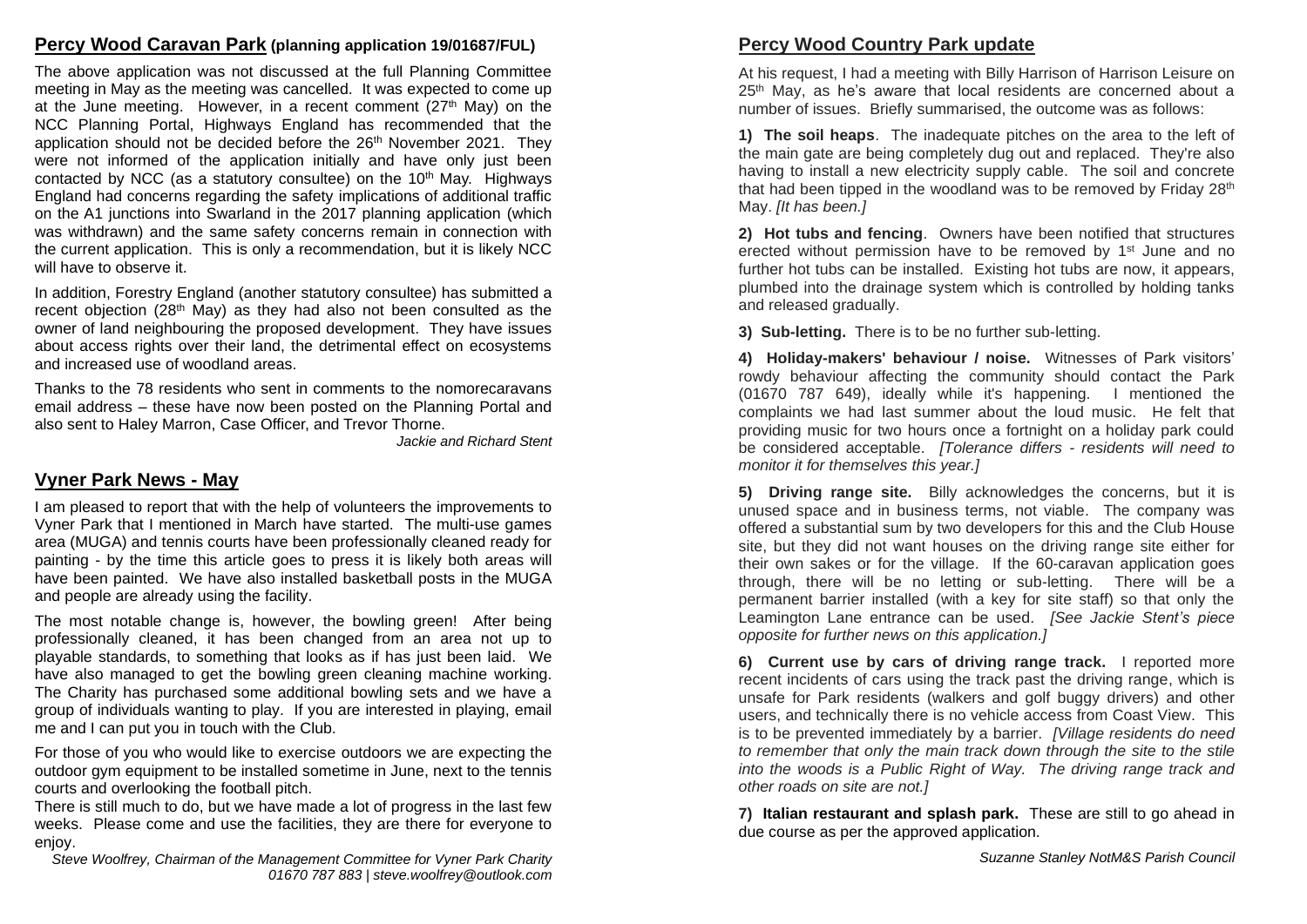## Percy Wood Caravan Park (planning application 19/01687/FUL)

The above application was not discussed at the full Planning Committee meeting in May as the meeting was cancelled. It was expected to come up at the June meeting. However, in a recent comment (27th May) on the NCC Planning Portal, Highways England has recommended that the application should not be decided before the 26th November 2021. They were not informed of the application initially and have only just been contacted by NCC (as a statutory consultee) on the 10th May. Highways England had concerns regarding the safety implications of additional traffic on the A1 junctions into Swarland in the 2017 planning application (which was withdrawn) and the same safety concerns remain in connection with the current application. This is only a recommendation, but it is likely NCC will have to observe it.

In addition, Forestry England (another statutory consultee) has submitted a recent objection (28th May) as they had also not been consulted as the owner of land neighbouring the proposed development. They have issues about access rights over their land, the detrimental effect on ecosystems and increased use of woodland areas.

Thanks to the 78 residents who sent in comments to the nomorecaravans email address – these have now been posted on the Planning Portal and also sent to Haley Marron, Case Officer, and Trevor Thorne.

*Jackie and Richard Stent*

## Vyner Park News - May

I am pleased to report that with the help of volunteers the improvements to Vyner Park that I mentioned in March have started. The multi-use games area (MUGA) and tennis courts have been professionally cleaned ready for painting - by the time this article goes to press it is likely both areas will have been painted. We have also installed basketball posts in the MUGA and people are already using the facility.

The most notable change is, however, the bowling green! After being professionally cleaned, it has been changed from an area not up to playable standards, to something that looks as if has just been laid. We have also managed to get the bowling green cleaning machine working. The Charity has purchased some additional bowling sets and we have a group of individuals wanting to play. If you are interested in playing, email me and I can put you in touch with the Club.

For those of you who would like to exercise outdoors we are expecting the outdoor gym equipment to be installed sometime in June, next to the tennis courts and overlooking the football pitch.

There is still much to do, but we have made a lot of progress in the last few weeks. Please come and use the facilities, they are there for everyone to enjoy.

*Steve Woolfrey, Chairman of the Management Committee for Vyner Park Charity*
*01670 787 883 | steve.woolfrey@outlook.com*

## Percy Wood Country Park update

At his request, I had a meeting with Billy Harrison of Harrison Leisure on 25th May, as he's aware that local residents are concerned about a number of issues. Briefly summarised, the outcome was as follows:

**1) The soil heaps**. The inadequate pitches on the area to the left of the main gate are being completely dug out and replaced. They're also having to install a new electricity supply cable. The soil and concrete that had been tipped in the woodland was to be removed by Friday 28th May. *[It has been.]*

**2) Hot tubs and fencing**. Owners have been notified that structures erected without permission have to be removed by 1st June and no further hot tubs can be installed. Existing hot tubs are now, it appears, plumbed into the drainage system which is controlled by holding tanks and released gradually.

**3) Sub-letting.** There is to be no further sub-letting.

**4) Holiday-makers' behaviour / noise.** Witnesses of Park visitors' rowdy behaviour affecting the community should contact the Park (01670 787 649), ideally while it's happening. I mentioned the complaints we had last summer about the loud music. He felt that providing music for two hours once a fortnight on a holiday park could be considered acceptable. *[Tolerance differs - residents will need to monitor it for themselves this year.]*

**5) Driving range site.** Billy acknowledges the concerns, but it is unused space and in business terms, not viable. The company was offered a substantial sum by two developers for this and the Club House site, but they did not want houses on the driving range site either for their own sakes or for the village. If the 60-caravan application goes through, there will be no letting or sub-letting. There will be a permanent barrier installed (with a key for site staff) so that only the Leamington Lane entrance can be used. *[See Jackie Stent's piece opposite for further news on this application.]*

**6) Current use by cars of driving range track.** I reported more recent incidents of cars using the track past the driving range, which is unsafe for Park residents (walkers and golf buggy drivers) and other users, and technically there is no vehicle access from Coast View. This is to be prevented immediately by a barrier. *[Village residents do need to remember that only the main track down through the site to the stile into the woods is a Public Right of Way. The driving range track and other roads on site are not.]*

**7) Italian restaurant and splash park.** These are still to go ahead in due course as per the approved application.

*Suzanne Stanley NotM&S Parish Council*